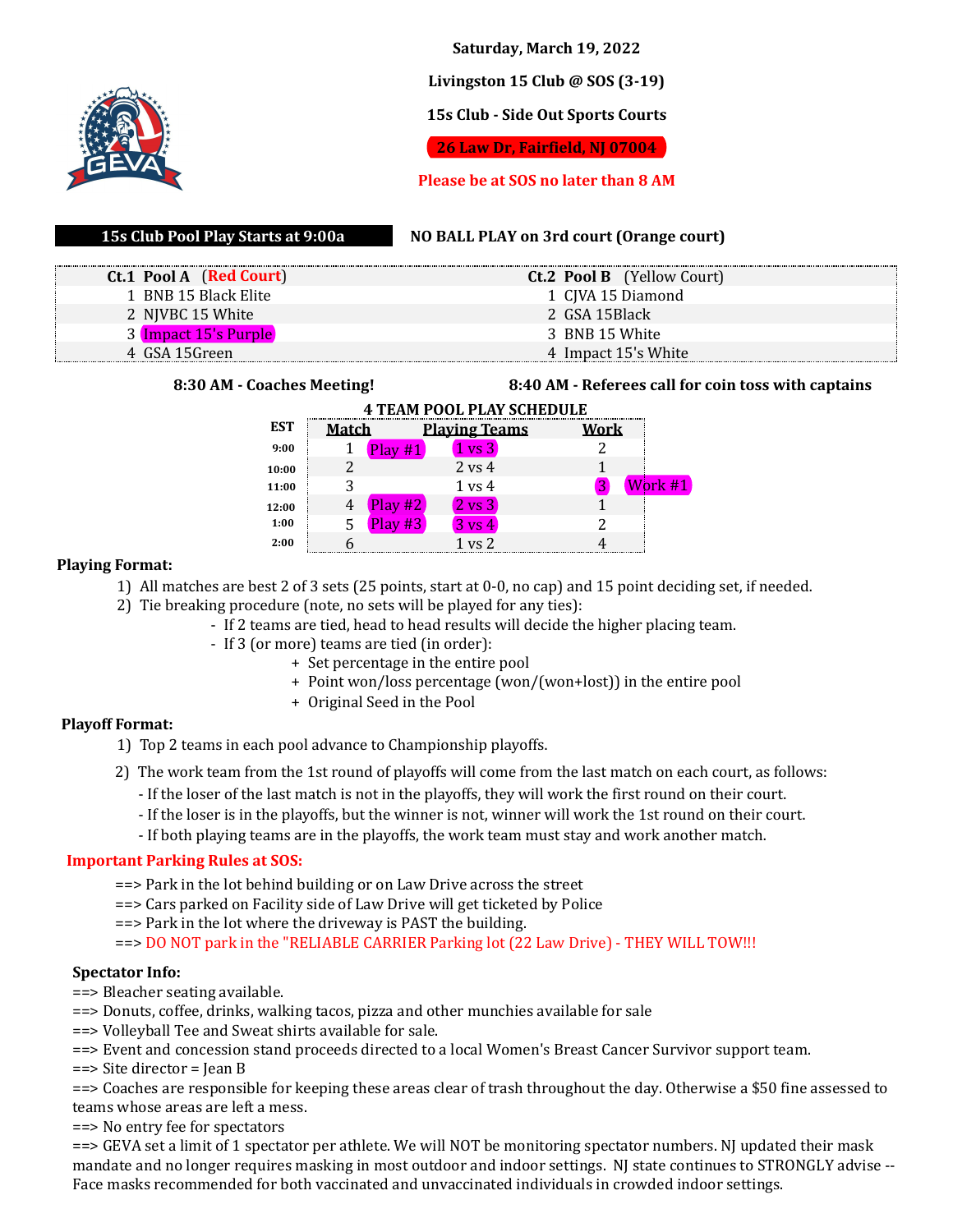**Saturday, March 19, 2022**

**Livingston 15 Club @ SOS (3-19)**

**15s Club - Side Out Sports Courts**

**26 Law Dr, Fairfield, NJ 07004**

**Please be at SOS no later than 8 AM**

**15s Club Pool Play Starts at 9:00a** | **NO BALL PLAY on 3rd court (Orange court)**

| **Ct.1 Pool A** (**Red Court**) | **Ct.2 Pool B** (Yellow Court) |
|---|---|
| 1 BNB 15 Black Elite | 1 CJVA 15 Diamond |
| 2 NJVBC 15 White | 2 GSA 15Black |
| 3 Impact 15's Purple | 3 BNB 15 White |
| 4 GSA 15Green | 4 Impact 15's White |

**8:30 AM - Coaches Meeting!** | **8:40 AM - Referees call for coin toss with captains**

**4 TEAM POOL PLAY SCHEDULE**

| EST | Match | | Playing Teams | Work | |
|---|---|---|---|---|---|
| 9:00 | 1 | Play #1 | 1 vs 3 | 2 | |
| 10:00 | 2 | | 2 vs 4 | 1 | |
| 11:00 | 3 | | 1 vs 4 | 3 | Work #1 |
| 12:00 | 4 | Play #2 | 2 vs 3 | 1 | |
| 1:00 | 5 | Play #3 | 3 vs 4 | 2 | |
| 2:00 | 6 | | 1 vs 2 | 4 | |

**Playing Format:**

1) All matches are best 2 of 3 sets (25 points, start at 0-0, no cap) and 15 point deciding set, if needed.
2) Tie breaking procedure (note, no sets will be played for any ties):
   - If 2 teams are tied, head to head results will decide the higher placing team.
   - If 3 (or more) teams are tied (in order):
     + Set percentage in the entire pool
     + Point won/loss percentage (won/(won+lost)) in the entire pool
     + Original Seed in the Pool

**Playoff Format:**

1) Top 2 teams in each pool advance to Championship playoffs.
2) The work team from the 1st round of playoffs will come from the last match on each court, as follows:
   - If the loser of the last match is not in the playoffs, they will work the first round on their court.
   - If the loser is in the playoffs, but the winner is not, winner will work the 1st round on their court.
   - If both playing teams are in the playoffs, the work team must stay and work another match.

**Important Parking Rules at SOS:**

==> Park in the lot behind building or on Law Drive across the street
==> Cars parked on Facility side of Law Drive will get ticketed by Police
==> Park in the lot where the driveway is PAST the building.
==> DO NOT park in the "RELIABLE CARRIER Parking lot (22 Law Drive) - THEY WILL TOW!!!

**Spectator Info:**

==> Bleacher seating available.
==> Donuts, coffee, drinks, walking tacos, pizza and other munchies available for sale
==> Volleyball Tee and Sweat shirts available for sale.
==> Event and concession stand proceeds directed to a local Women's Breast Cancer Survivor support team.
==> Site director = Jean B
==> Coaches are responsible for keeping these areas clear of trash throughout the day. Otherwise a $50 fine assessed to teams whose areas are left a mess.
==> No entry fee for spectators
==> GEVA set a limit of 1 spectator per athlete. We will NOT be monitoring spectator numbers. NJ updated their mask mandate and no longer requires masking in most outdoor and indoor settings. NJ state continues to STRONGLY advise -- Face masks recommended for both vaccinated and unvaccinated individuals in crowded indoor settings.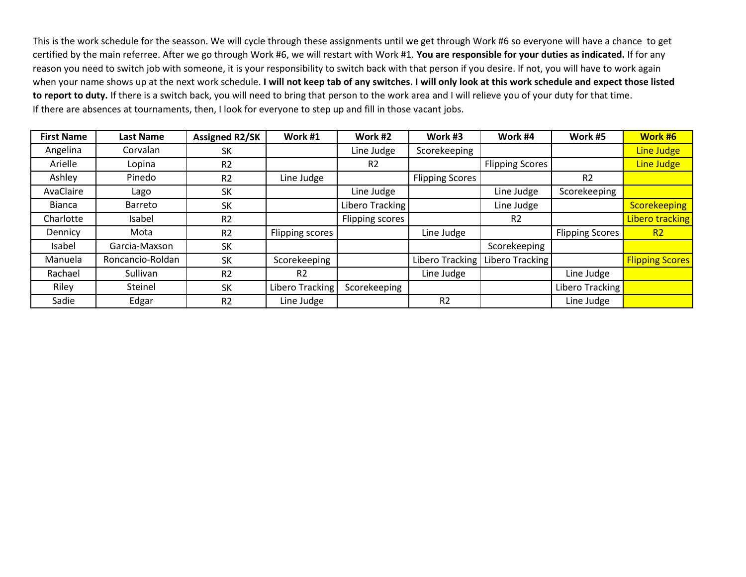This is the work schedule for the seasson. We will cycle through these assignments until we get through Work #6 so everyone will have a chance to get certified by the main referree. After we go through Work #6, we will restart with Work #1. **You are responsible for your duties as indicated.** If for any reason you need to switch job with someone, it is your responsibility to switch back with that person if you desire. If not, you will have to work again when your name shows up at the next work schedule. **I will not keep tab of any switches. I will only look at this work schedule and expect those listed to report to duty.** If there is a switch back, you will need to bring that person to the work area and I will relieve you of your duty for that time.
If there are absences at tournaments, then, I look for everyone to step up and fill in those vacant jobs.

| First Name | Last Name | Assigned R2/SK | Work #1 | Work #2 | Work #3 | Work #4 | Work #5 | Work #6 |
|---|---|---|---|---|---|---|---|---|
| Angelina | Corvalan | SK | | Line Judge | Scorekeeping | | | Line Judge |
| Arielle | Lopina | R2 | | R2 | | Flipping Scores | | Line Judge |
| Ashley | Pinedo | R2 | Line Judge | | Flipping Scores | | R2 | |
| AvaClaire | Lago | SK | | Line Judge | | Line Judge | Scorekeeping | |
| Bianca | Barreto | SK | | Libero Tracking | | Line Judge | | Scorekeeping |
| Charlotte | Isabel | R2 | | Flipping scores | | R2 | | Libero tracking |
| Dennicy | Mota | R2 | Flipping scores | | Line Judge | | Flipping Scores | R2 |
| Isabel | Garcia-Maxson | SK | | | | Scorekeeping | | |
| Manuela | Roncancio-Roldan | SK | Scorekeeping | | Libero Tracking | Libero Tracking | | Flipping Scores |
| Rachael | Sullivan | R2 | R2 | | Line Judge | | Line Judge | |
| Riley | Steinel | SK | Libero Tracking | Scorekeeping | | | Libero Tracking | |
| Sadie | Edgar | R2 | Line Judge | | R2 | | Line Judge | |